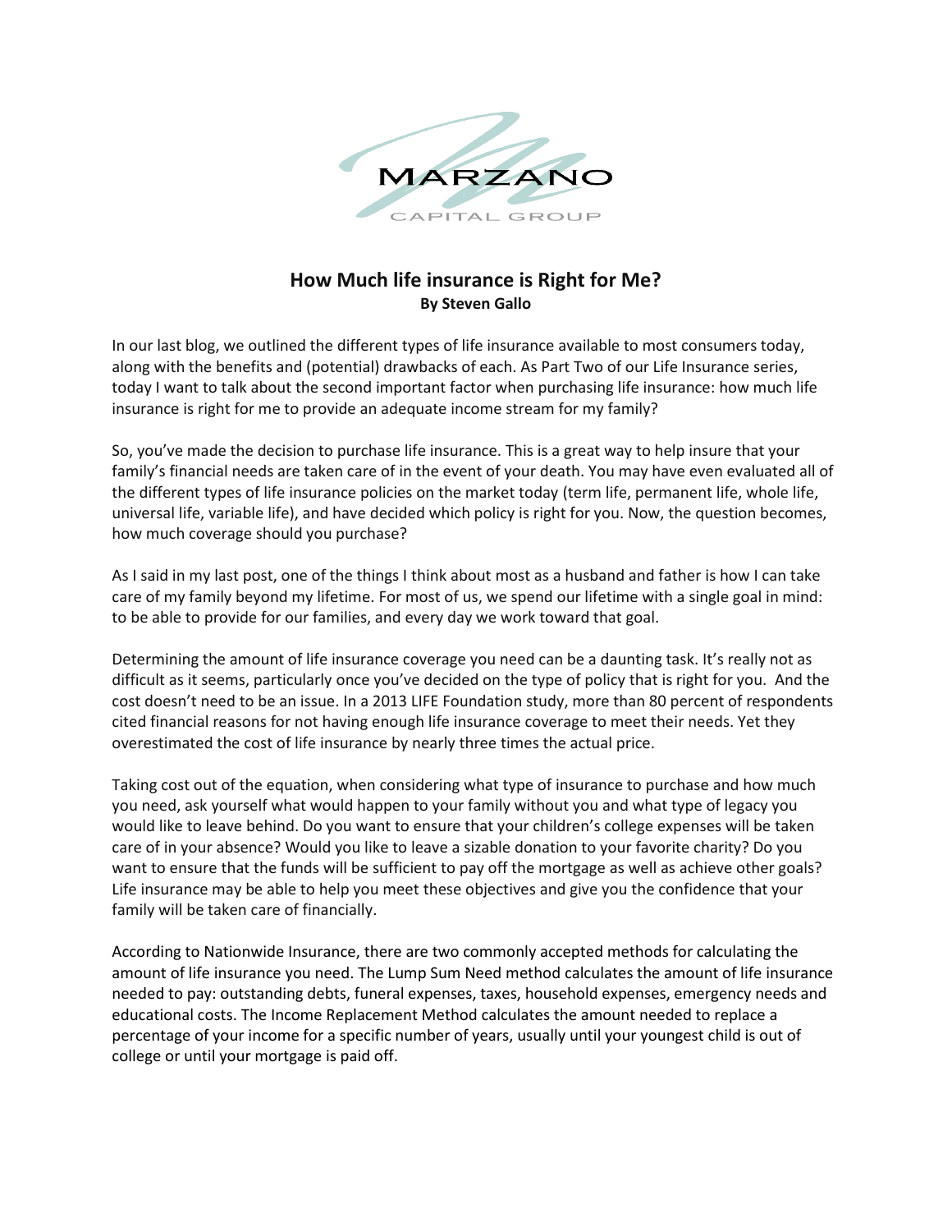MARZANO

CAPITAL GROUP

# How Much life insurance is Right for Me?

**By Steven Gallo**

In our last blog, we outlined the different types of life insurance available to most consumers today, along with the benefits and (potential) drawbacks of each. As Part Two of our Life Insurance series, today I want to talk about the second important factor when purchasing life insurance: how much life insurance is right for me to provide an adequate income stream for my family?

So, you've made the decision to purchase life insurance. This is a great way to help insure that your family's financial needs are taken care of in the event of your death. You may have even evaluated all of the different types of life insurance policies on the market today (term life, permanent life, whole life, universal life, variable life), and have decided which policy is right for you. Now, the question becomes, how much coverage should you purchase?

As I said in my last post, one of the things I think about most as a husband and father is how I can take care of my family beyond my lifetime. For most of us, we spend our lifetime with a single goal in mind: to be able to provide for our families, and every day we work toward that goal.

Determining the amount of life insurance coverage you need can be a daunting task. It's really not as difficult as it seems, particularly once you've decided on the type of policy that is right for you. And the cost doesn't need to be an issue. In a 2013 LIFE Foundation study, more than 80 percent of respondents cited financial reasons for not having enough life insurance coverage to meet their needs. Yet they overestimated the cost of life insurance by nearly three times the actual price.

Taking cost out of the equation, when considering what type of insurance to purchase and how much you need, ask yourself what would happen to your family without you and what type of legacy you would like to leave behind. Do you want to ensure that your children's college expenses will be taken care of in your absence? Would you like to leave a sizable donation to your favorite charity? Do you want to ensure that the funds will be sufficient to pay off the mortgage as well as achieve other goals? Life insurance may be able to help you meet these objectives and give you the confidence that your family will be taken care of financially.

According to Nationwide Insurance, there are two commonly accepted methods for calculating the amount of life insurance you need. The Lump Sum Need method calculates the amount of life insurance needed to pay: outstanding debts, funeral expenses, taxes, household expenses, emergency needs and educational costs. The Income Replacement Method calculates the amount needed to replace a percentage of your income for a specific number of years, usually until your youngest child is out of college or until your mortgage is paid off.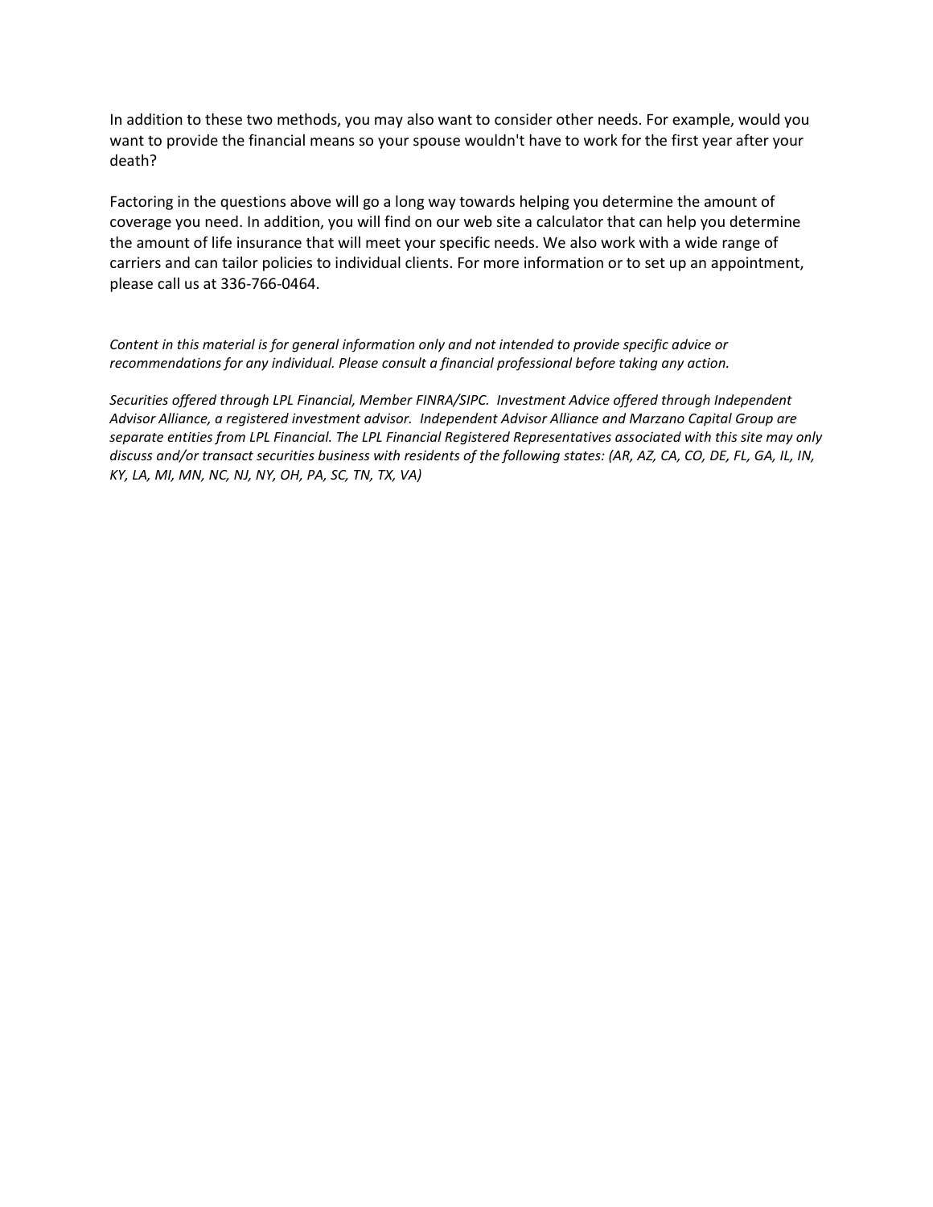In addition to these two methods, you may also want to consider other needs. For example, would you want to provide the financial means so your spouse wouldn't have to work for the first year after your death?

Factoring in the questions above will go a long way towards helping you determine the amount of coverage you need. In addition, you will find on our web site a calculator that can help you determine the amount of life insurance that will meet your specific needs. We also work with a wide range of carriers and can tailor policies to individual clients. For more information or to set up an appointment, please call us at 336-766-0464.

*Content in this material is for general information only and not intended to provide specific advice or recommendations for any individual. Please consult a financial professional before taking any action.*

*Securities offered through LPL Financial, Member FINRA/SIPC. Investment Advice offered through Independent Advisor Alliance, a registered investment advisor. Independent Advisor Alliance and Marzano Capital Group are separate entities from LPL Financial. The LPL Financial Registered Representatives associated with this site may only discuss and/or transact securities business with residents of the following states: (AR, AZ, CA, CO, DE, FL, GA, IL, IN, KY, LA, MI, MN, NC, NJ, NY, OH, PA, SC, TN, TX, VA)*